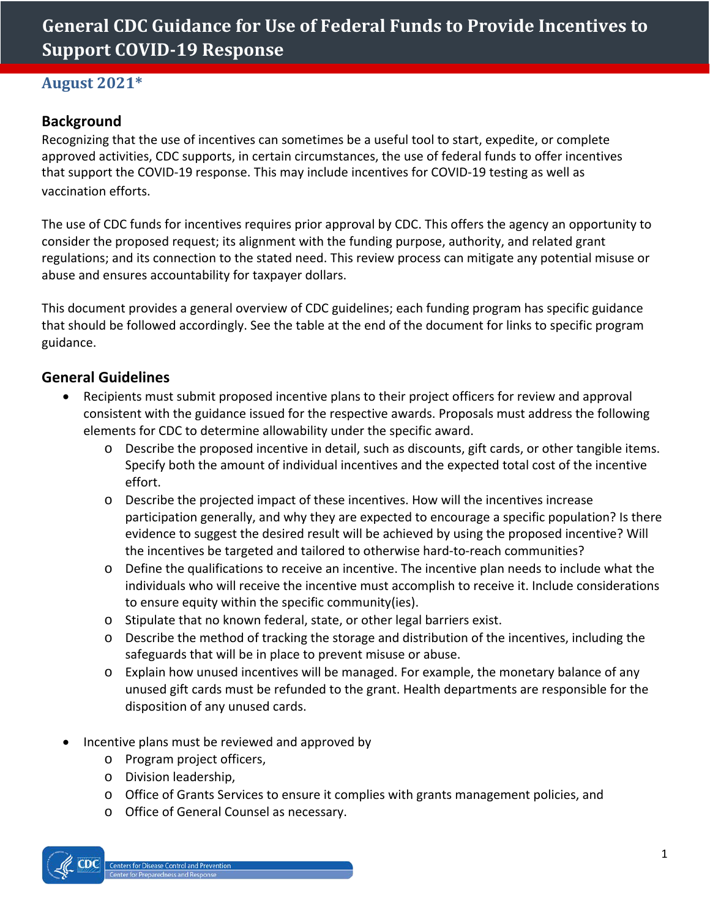# General CDC Guidance for Use of Federal Funds to Provide Incentives to Support COVID-19 Response

## August 2021*

### Background

Recognizing that the use of incentives can sometimes be a useful tool to start, expedite, or complete approved activities, CDC supports, in certain circumstances, the use of federal funds to offer incentives that support the COVID-19 response. This may include incentives for COVID-19 testing as well as vaccination efforts.

The use of CDC funds for incentives requires prior approval by CDC. This offers the agency an opportunity to consider the proposed request; its alignment with the funding purpose, authority, and related grant regulations; and its connection to the stated need. This review process can mitigate any potential misuse or abuse and ensures accountability for taxpayer dollars.

This document provides a general overview of CDC guidelines; each funding program has specific guidance that should be followed accordingly. See the table at the end of the document for links to specific program guidance.

### General Guidelines

- Recipients must submit proposed incentive plans to their project officers for review and approval consistent with the guidance issued for the respective awards. Proposals must address the following elements for CDC to determine allowability under the specific award.
  - Describe the proposed incentive in detail, such as discounts, gift cards, or other tangible items. Specify both the amount of individual incentives and the expected total cost of the incentive effort.
  - Describe the projected impact of these incentives. How will the incentives increase participation generally, and why they are expected to encourage a specific population? Is there evidence to suggest the desired result will be achieved by using the proposed incentive? Will the incentives be targeted and tailored to otherwise hard-to-reach communities?
  - Define the qualifications to receive an incentive. The incentive plan needs to include what the individuals who will receive the incentive must accomplish to receive it. Include considerations to ensure equity within the specific community(ies).
  - Stipulate that no known federal, state, or other legal barriers exist.
  - Describe the method of tracking the storage and distribution of the incentives, including the safeguards that will be in place to prevent misuse or abuse.
  - Explain how unused incentives will be managed. For example, the monetary balance of any unused gift cards must be refunded to the grant. Health departments are responsible for the disposition of any unused cards.

- Incentive plans must be reviewed and approved by
  - Program project officers,
  - Division leadership,
  - Office of Grants Services to ensure it complies with grants management policies, and
  - Office of General Counsel as necessary.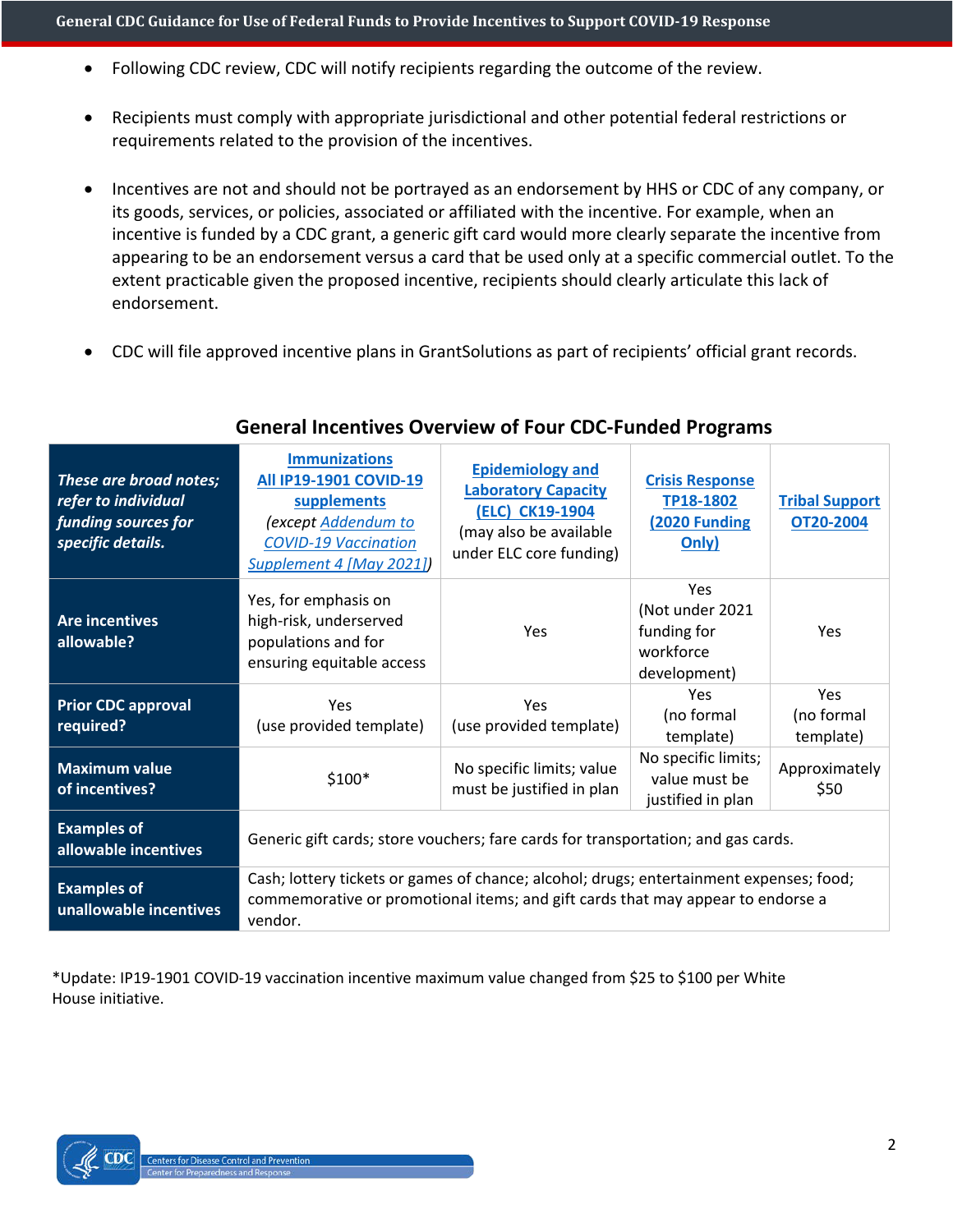- Following CDC review, CDC will notify recipients regarding the outcome of the review.
- Recipients must comply with appropriate jurisdictional and other potential federal restrictions or requirements related to the provision of the incentives.
- Incentives are not and should not be portrayed as an endorsement by HHS or CDC of any company, or its goods, services, or policies, associated or affiliated with the incentive. For example, when an incentive is funded by a CDC grant, a generic gift card would more clearly separate the incentive from appearing to be an endorsement versus a card that be used only at a specific commercial outlet. To the extent practicable given the proposed incentive, recipients should clearly articulate this lack of endorsement.
- CDC will file approved incentive plans in GrantSolutions as part of recipients' official grant records.

## General Incentives Overview of Four CDC-Funded Programs

| *These are broad notes; refer to individual funding sources for specific details.* | **Immunizations All IP19-1901 COVID-19 supplements** *(except Addendum to COVID-19 Vaccination Supplement 4 [May 2021])* | **Epidemiology and Laboratory Capacity (ELC) CK19-1904** (may also be available under ELC core funding) | **Crisis Response TP18-1802 (2020 Funding Only)** | **Tribal Support OT20-2004** |
|---|---|---|---|---|
| **Are incentives allowable?** | Yes, for emphasis on high-risk, underserved populations and for ensuring equitable access | Yes | Yes (Not under 2021 funding for workforce development) | Yes |
| **Prior CDC approval required?** | Yes (use provided template) | Yes (use provided template) | Yes (no formal template) | Yes (no formal template) |
| **Maximum value of incentives?** | $100* | No specific limits; value must be justified in plan | No specific limits; value must be justified in plan | Approximately $50 |
| **Examples of allowable incentives** | Generic gift cards; store vouchers; fare cards for transportation; and gas cards. | | | |
| **Examples of unallowable incentives** | Cash; lottery tickets or games of chance; alcohol; drugs; entertainment expenses; food; commemorative or promotional items; and gift cards that may appear to endorse a vendor. | | | |

*Update: IP19-1901 COVID-19 vaccination incentive maximum value changed from $25 to $100 per White House initiative.